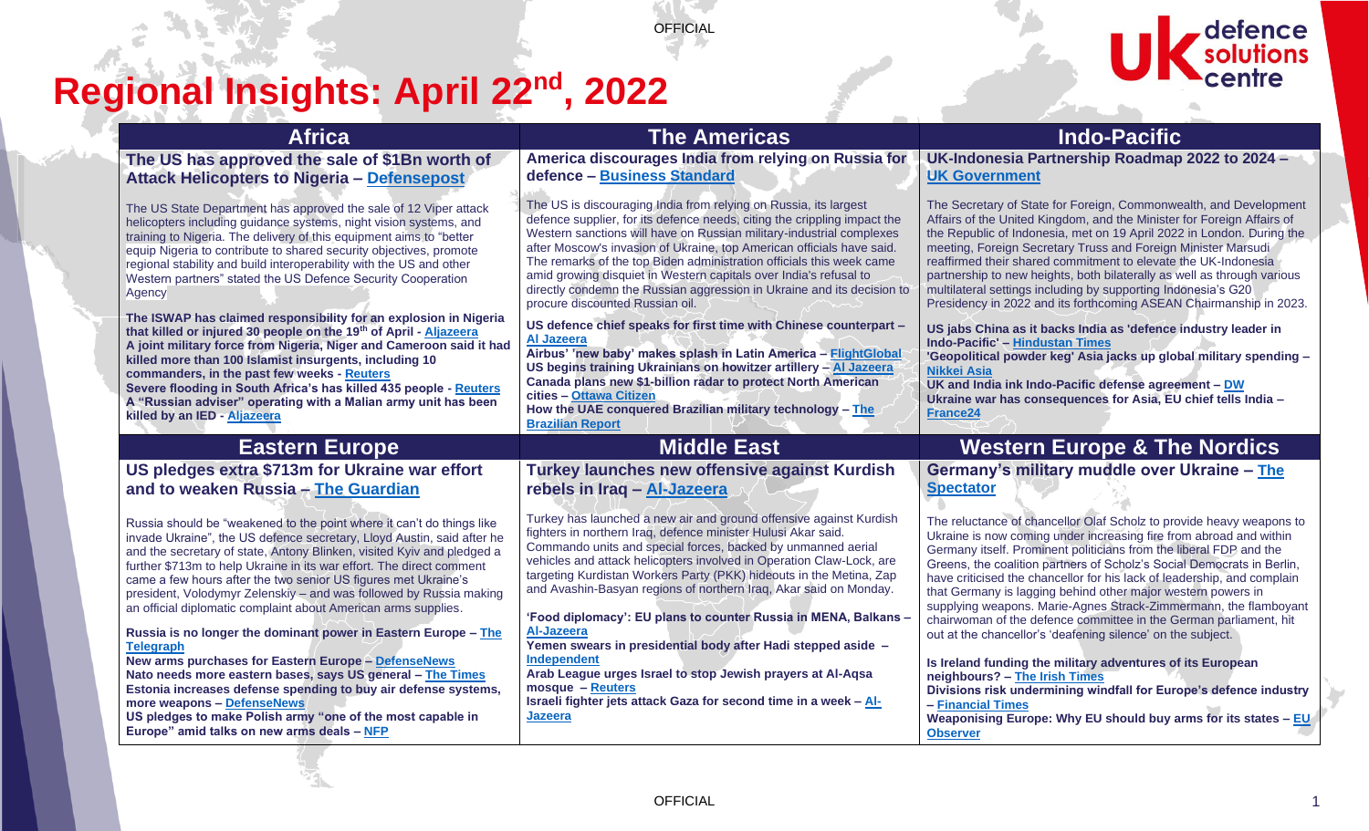# Regional Insights: April 22nd, 2022

## Africa

### The US has approved the sale of $1Bn worth of Attack Helicopters to Nigeria – Defensepost

The US State Department has approved the sale of 12 Viper attack helicopters including guidance systems, night vision systems, and training to Nigeria. The delivery of this equipment aims to "better equip Nigeria to contribute to shared security objectives, promote regional stability and build interoperability with the US and other Western partners" stated the US Defence Security Cooperation Agency

**The ISWAP has claimed responsibility for an explosion in Nigeria that killed or injured 30 people on the 19th of April - Aljazeera**
**A joint military force from Nigeria, Niger and Cameroon said it had killed more than 100 Islamist insurgents, including 10 commanders, in the past few weeks - Reuters**
**Severe flooding in South Africa's has killed 435 people - Reuters**
**A "Russian adviser" operating with a Malian army unit has been killed by an IED - Aljazeera**

## The Americas

### America discourages India from relying on Russia for defence – Business Standard

The US is discouraging India from relying on Russia, its largest defence supplier, for its defence needs, citing the crippling impact the Western sanctions will have on Russian military-industrial complexes after Moscow's invasion of Ukraine, top American officials have said. The remarks of the top Biden administration officials this week came amid growing disquiet in Western capitals over India's refusal to directly condemn the Russian aggression in Ukraine and its decision to procure discounted Russian oil.

**US defence chief speaks for first time with Chinese counterpart – Al Jazeera**
**Airbus' 'new baby' makes splash in Latin America – FlightGlobal**
**US begins training Ukrainians on howitzer artillery – Al Jazeera**
**Canada plans new $1-billion radar to protect North American cities – Ottawa Citizen**
**How the UAE conquered Brazilian military technology – The Brazilian Report**

## Indo-Pacific

### UK-Indonesia Partnership Roadmap 2022 to 2024 – UK Government

The Secretary of State for Foreign, Commonwealth, and Development Affairs of the United Kingdom, and the Minister for Foreign Affairs of the Republic of Indonesia, met on 19 April 2022 in London. During the meeting, Foreign Secretary Truss and Foreign Minister Marsudi reaffirmed their shared commitment to elevate the UK-Indonesia partnership to new heights, both bilaterally as well as through various multilateral settings including by supporting Indonesia's G20 Presidency in 2022 and its forthcoming ASEAN Chairmanship in 2023.

**US jabs China as it backs India as 'defence industry leader in Indo-Pacific' – Hindustan Times**
**'Geopolitical powder keg' Asia jacks up global military spending – Nikkei Asia**
**UK and India ink Indo-Pacific defense agreement – DW**
**Ukraine war has consequences for Asia, EU chief tells India – France24**

## Eastern Europe

### US pledges extra $713m for Ukraine war effort and to weaken Russia – The Guardian

Russia should be "weakened to the point where it can't do things like invade Ukraine", the US defence secretary, Lloyd Austin, said after he and the secretary of state, Antony Blinken, visited Kyiv and pledged a further $713m to help Ukraine in its war effort. The direct comment came a few hours after the two senior US figures met Ukraine's president, Volodymyr Zelenskiy – and was followed by Russia making an official diplomatic complaint about American arms supplies.

**Russia is no longer the dominant power in Eastern Europe – The Telegraph**
**New arms purchases for Eastern Europe – DefenseNews**
**Nato needs more eastern bases, says US general – The Times**
**Estonia increases defense spending to buy air defense systems, more weapons – DefenseNews**
**US pledges to make Polish army "one of the most capable in Europe" amid talks on new arms deals – NFP**

## Middle East

### Turkey launches new offensive against Kurdish rebels in Iraq – Al-Jazeera

Turkey has launched a new air and ground offensive against Kurdish fighters in northern Iraq, defence minister Hulusi Akar said. Commando units and special forces, backed by unmanned aerial vehicles and attack helicopters involved in Operation Claw-Lock, are targeting Kurdistan Workers Party (PKK) hideouts in the Metina, Zap and Avashin-Basyan regions of northern Iraq, Akar said on Monday.

**'Food diplomacy': EU plans to counter Russia in MENA, Balkans – Al-Jazeera**
**Yemen swears in presidential body after Hadi stepped aside – Independent**
**Arab League urges Israel to stop Jewish prayers at Al-Aqsa mosque – Reuters**
**Israeli fighter jets attack Gaza for second time in a week – Al-Jazeera**

## Western Europe & The Nordics

### Germany's military muddle over Ukraine – The Spectator

The reluctance of chancellor Olaf Scholz to provide heavy weapons to Ukraine is now coming under increasing fire from abroad and within Germany itself. Prominent politicians from the liberal FDP and the Greens, the coalition partners of Scholz's Social Democrats in Berlin, have criticised the chancellor for his lack of leadership, and complain that Germany is lagging behind other major western powers in supplying weapons. Marie-Agnes Strack-Zimmermann, the flamboyant chairwoman of the defence committee in the German parliament, hit out at the chancellor's 'deafening silence' on the subject.

**Is Ireland funding the military adventures of its European neighbours? – The Irish Times**
**Divisions risk undermining windfall for Europe's defence industry – Financial Times**
**Weaponising Europe: Why EU should buy arms for its states – EU Observer**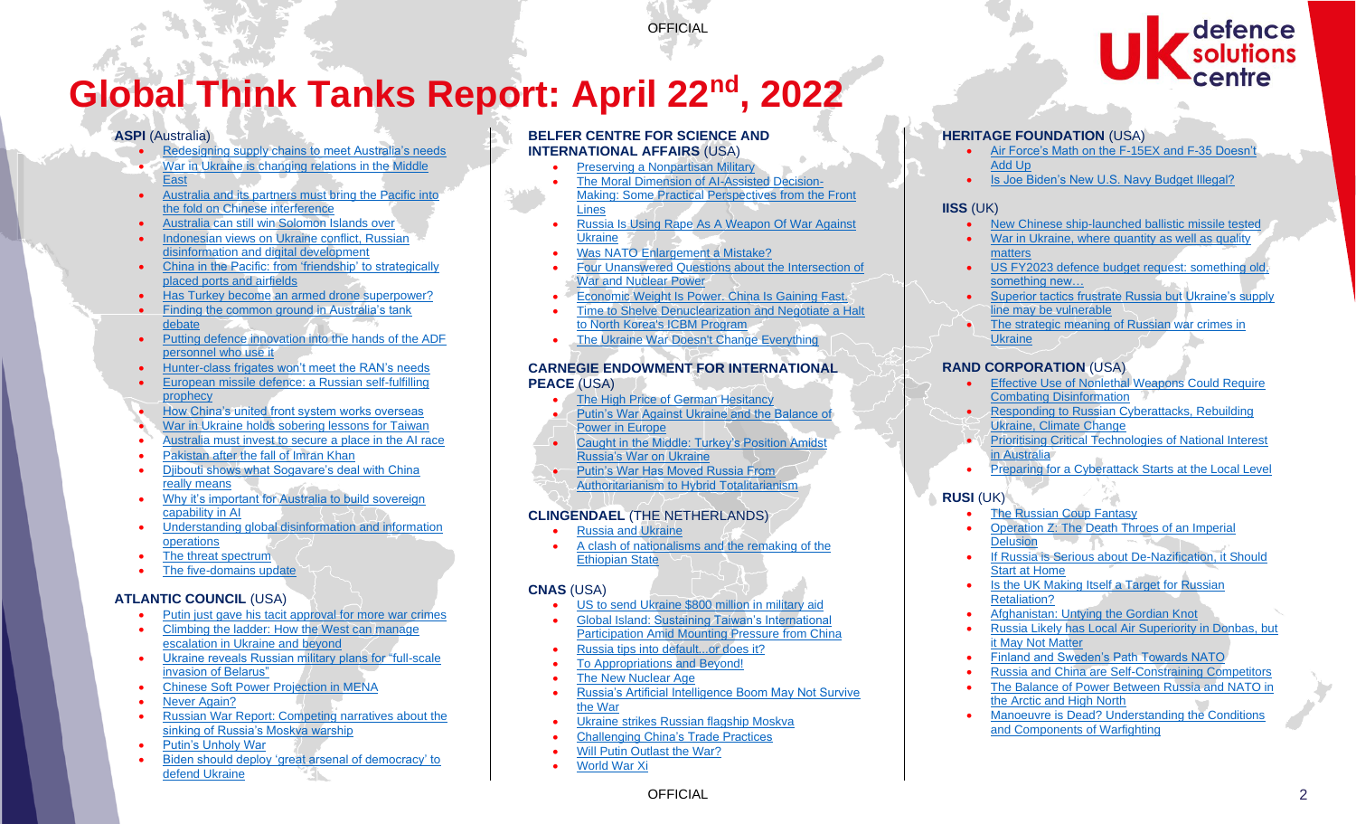# Global Think Tanks Report: April 22nd, 2022

**ASPI** (Australia)

- Redesigning supply chains to meet Australia's needs
- War in Ukraine is changing relations in the Middle East
- Australia and its partners must bring the Pacific into the fold on Chinese interference
- Australia can still win Solomon Islands over
- Indonesian views on Ukraine conflict, Russian disinformation and digital development
- China in the Pacific: from 'friendship' to strategically placed ports and airfields
- Has Turkey become an armed drone superpower?
- Finding the common ground in Australia's tank debate
- Putting defence innovation into the hands of the ADF personnel who use it
- Hunter-class frigates won't meet the RAN's needs
- European missile defence: a Russian self-fulfilling prophecy
- How China's united front system works overseas
- War in Ukraine holds sobering lessons for Taiwan
- Australia must invest to secure a place in the AI race
- Pakistan after the fall of Imran Khan
- Djibouti shows what Sogavare's deal with China really means
- Why it's important for Australia to build sovereign capability in AI
- Understanding global disinformation and information operations
- The threat spectrum
- The five-domains update

**ATLANTIC COUNCIL** (USA)

- Putin just gave his tacit approval for more war crimes
- Climbing the ladder: How the West can manage escalation in Ukraine and beyond
- Ukraine reveals Russian military plans for "full-scale invasion of Belarus"
- Chinese Soft Power Projection in MENA
- Never Again?
- Russian War Report: Competing narratives about the sinking of Russia's Moskva warship
- Putin's Unholy War
- Biden should deploy 'great arsenal of democracy' to defend Ukraine

**BELFER CENTRE FOR SCIENCE AND INTERNATIONAL AFFAIRS** (USA)

- Preserving a Nonpartisan Military
- The Moral Dimension of AI-Assisted Decision-Making: Some Practical Perspectives from the Front Lines
- Russia Is Using Rape As A Weapon Of War Against Ukraine
- Was NATO Enlargement a Mistake?
- Four Unanswered Questions about the Intersection of War and Nuclear Power
- Economic Weight Is Power. China Is Gaining Fast.
- Time to Shelve Denuclearization and Negotiate a Halt to North Korea's ICBM Program
- The Ukraine War Doesn't Change Everything

**CARNEGIE ENDOWMENT FOR INTERNATIONAL PEACE** (USA)

- The High Price of German Hesitancy
- Putin's War Against Ukraine and the Balance of Power in Europe
- Caught in the Middle: Turkey's Position Amidst Russia's War on Ukraine
- Putin's War Has Moved Russia From Authoritarianism to Hybrid Totalitarianism

**CLINGENDAEL** (THE NETHERLANDS)

- Russia and Ukraine
- A clash of nationalisms and the remaking of the Ethiopian State

**CNAS** (USA)

- US to send Ukraine $800 million in military aid
- Global Island: Sustaining Taiwan's International Participation Amid Mounting Pressure from China
- Russia tips into default...or does it?
- To Appropriations and Beyond!
- The New Nuclear Age
- Russia's Artificial Intelligence Boom May Not Survive the War
- Ukraine strikes Russian flagship Moskva
- Challenging China's Trade Practices
- Will Putin Outlast the War?
- World War Xi

**HERITAGE FOUNDATION** (USA)

- Air Force's Math on the F-15EX and F-35 Doesn't Add Up
- Is Joe Biden's New U.S. Navy Budget Illegal?

**IISS** (UK)

- New Chinese ship-launched ballistic missile tested
- War in Ukraine, where quantity as well as quality matters
- US FY2023 defence budget request: something old, something new…
- Superior tactics frustrate Russia but Ukraine's supply line may be vulnerable
- The strategic meaning of Russian war crimes in Ukraine

**RAND CORPORATION** (USA)

- Effective Use of Nonlethal Weapons Could Require Combating Disinformation
- Responding to Russian Cyberattacks, Rebuilding Ukraine, Climate Change
- Prioritising Critical Technologies of National Interest in Australia
- Preparing for a Cyberattack Starts at the Local Level

**RUSI** (UK)

- The Russian Coup Fantasy
- Operation Z: The Death Throes of an Imperial Delusion
- If Russia is Serious about De-Nazification, it Should Start at Home
- Is the UK Making Itself a Target for Russian Retaliation?
- Afghanistan: Untying the Gordian Knot
- Russia Likely has Local Air Superiority in Donbas, but it May Not Matter
- Finland and Sweden's Path Towards NATO
- Russia and China are Self-Constraining Competitors
- The Balance of Power Between Russia and NATO in the Arctic and High North
- Manoeuvre is Dead? Understanding the Conditions and Components of Warfighting